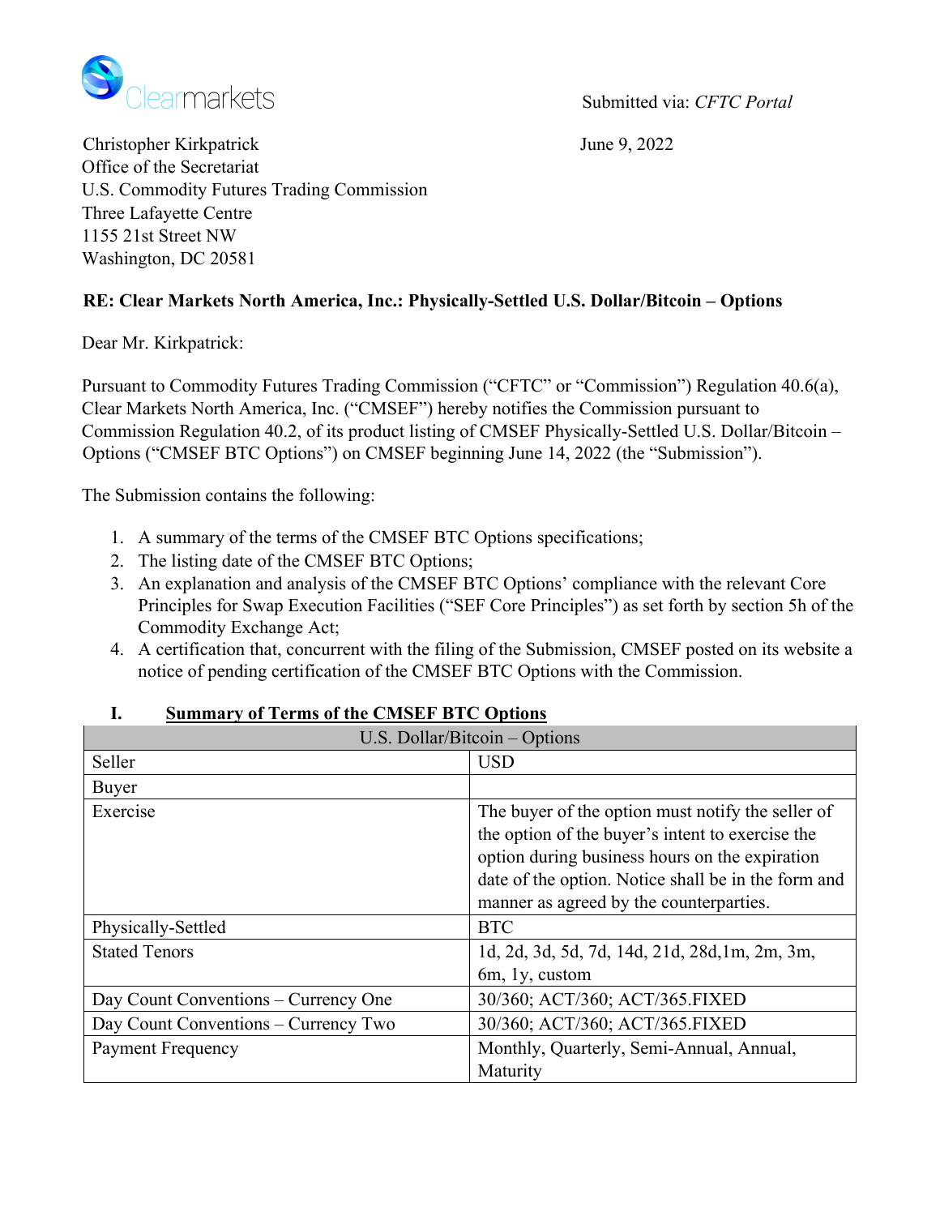Clearmarkets

Submitted via: *CFTC Portal*

June 9, 2022

Christopher Kirkpatrick
Office of the Secretariat
U.S. Commodity Futures Trading Commission
Three Lafayette Centre
1155 21st Street NW
Washington, DC 20581

**RE: Clear Markets North America, Inc.: Physically-Settled U.S. Dollar/Bitcoin – Options**

Dear Mr. Kirkpatrick:

Pursuant to Commodity Futures Trading Commission ("CFTC" or "Commission") Regulation 40.6(a), Clear Markets North America, Inc. ("CMSEF") hereby notifies the Commission pursuant to Commission Regulation 40.2, of its product listing of CMSEF Physically-Settled U.S. Dollar/Bitcoin – Options ("CMSEF BTC Options") on CMSEF beginning June 14, 2022 (the "Submission").

The Submission contains the following:

1. A summary of the terms of the CMSEF BTC Options specifications;
2. The listing date of the CMSEF BTC Options;
3. An explanation and analysis of the CMSEF BTC Options' compliance with the relevant Core Principles for Swap Execution Facilities ("SEF Core Principles") as set forth by section 5h of the Commodity Exchange Act;
4. A certification that, concurrent with the filing of the Submission, CMSEF posted on its website a notice of pending certification of the CMSEF BTC Options with the Commission.

## I. Summary of Terms of the CMSEF BTC Options

| U.S. Dollar/Bitcoin – Options | |
|---|---|
| Seller | USD |
| Buyer | |
| Exercise | The buyer of the option must notify the seller of the option of the buyer's intent to exercise the option during business hours on the expiration date of the option. Notice shall be in the form and manner as agreed by the counterparties. |
| Physically-Settled | BTC |
| Stated Tenors | 1d, 2d, 3d, 5d, 7d, 14d, 21d, 28d,1m, 2m, 3m, 6m, 1y, custom |
| Day Count Conventions – Currency One | 30/360; ACT/360; ACT/365.FIXED |
| Day Count Conventions – Currency Two | 30/360; ACT/360; ACT/365.FIXED |
| Payment Frequency | Monthly, Quarterly, Semi-Annual, Annual, Maturity |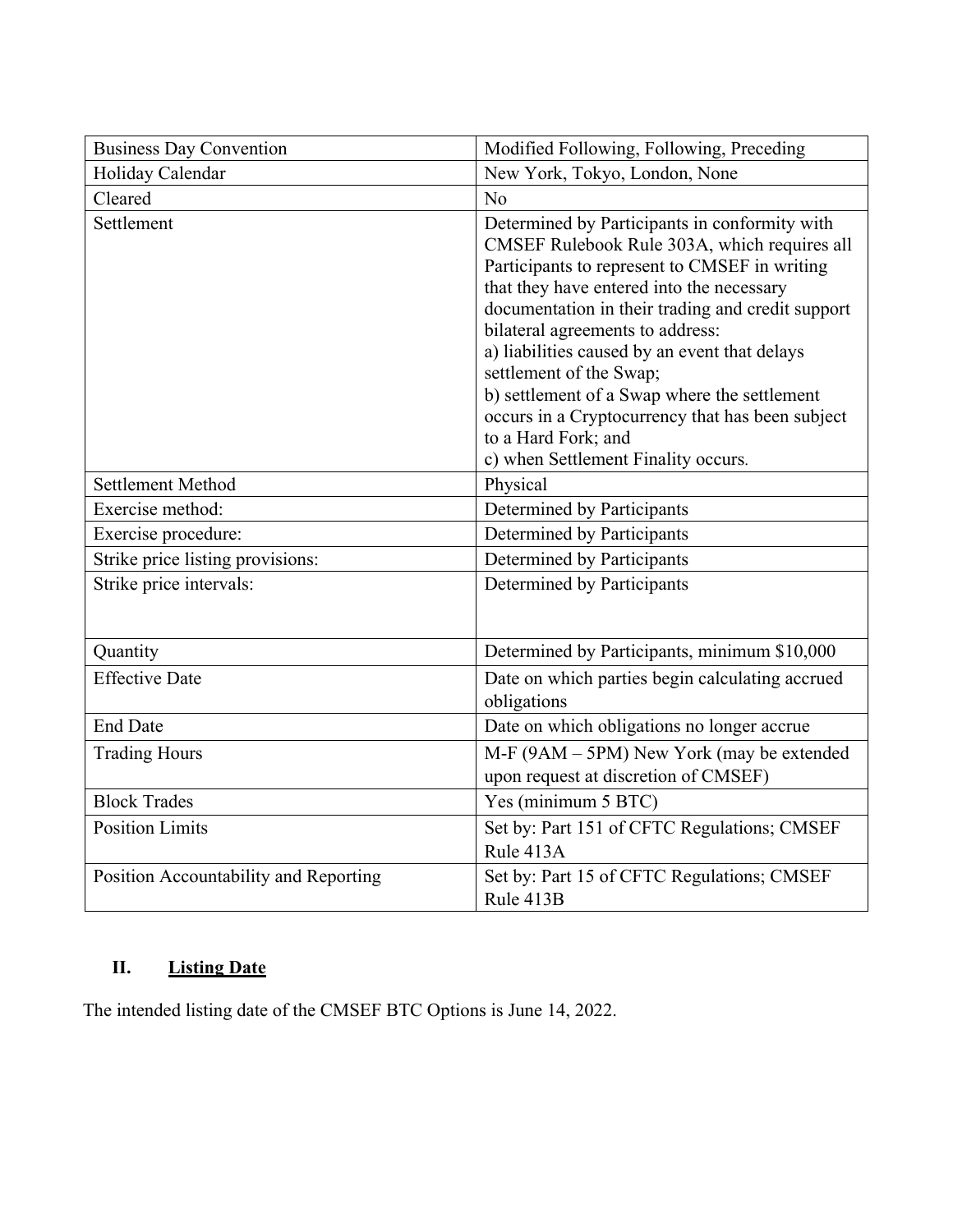| | |
|---|---|
| Business Day Convention | Modified Following, Following, Preceding |
| Holiday Calendar | New York, Tokyo, London, None |
| Cleared | No |
| Settlement | Determined by Participants in conformity with CMSEF Rulebook Rule 303A, which requires all Participants to represent to CMSEF in writing that they have entered into the necessary documentation in their trading and credit support bilateral agreements to address:<br>a) liabilities caused by an event that delays settlement of the Swap;<br>b) settlement of a Swap where the settlement occurs in a Cryptocurrency that has been subject to a Hard Fork; and<br>c) when Settlement Finality occurs. |
| Settlement Method | Physical |
| Exercise method: | Determined by Participants |
| Exercise procedure: | Determined by Participants |
| Strike price listing provisions: | Determined by Participants |
| Strike price intervals: | Determined by Participants |
| Quantity | Determined by Participants, minimum $10,000 |
| Effective Date | Date on which parties begin calculating accrued obligations |
| End Date | Date on which obligations no longer accrue |
| Trading Hours | M-F (9AM – 5PM) New York (may be extended upon request at discretion of CMSEF) |
| Block Trades | Yes (minimum 5 BTC) |
| Position Limits | Set by: Part 151 of CFTC Regulations; CMSEF Rule 413A |
| Position Accountability and Reporting | Set by: Part 15 of CFTC Regulations; CMSEF Rule 413B |

## II. <u>Listing Date</u>

The intended listing date of the CMSEF BTC Options is June 14, 2022.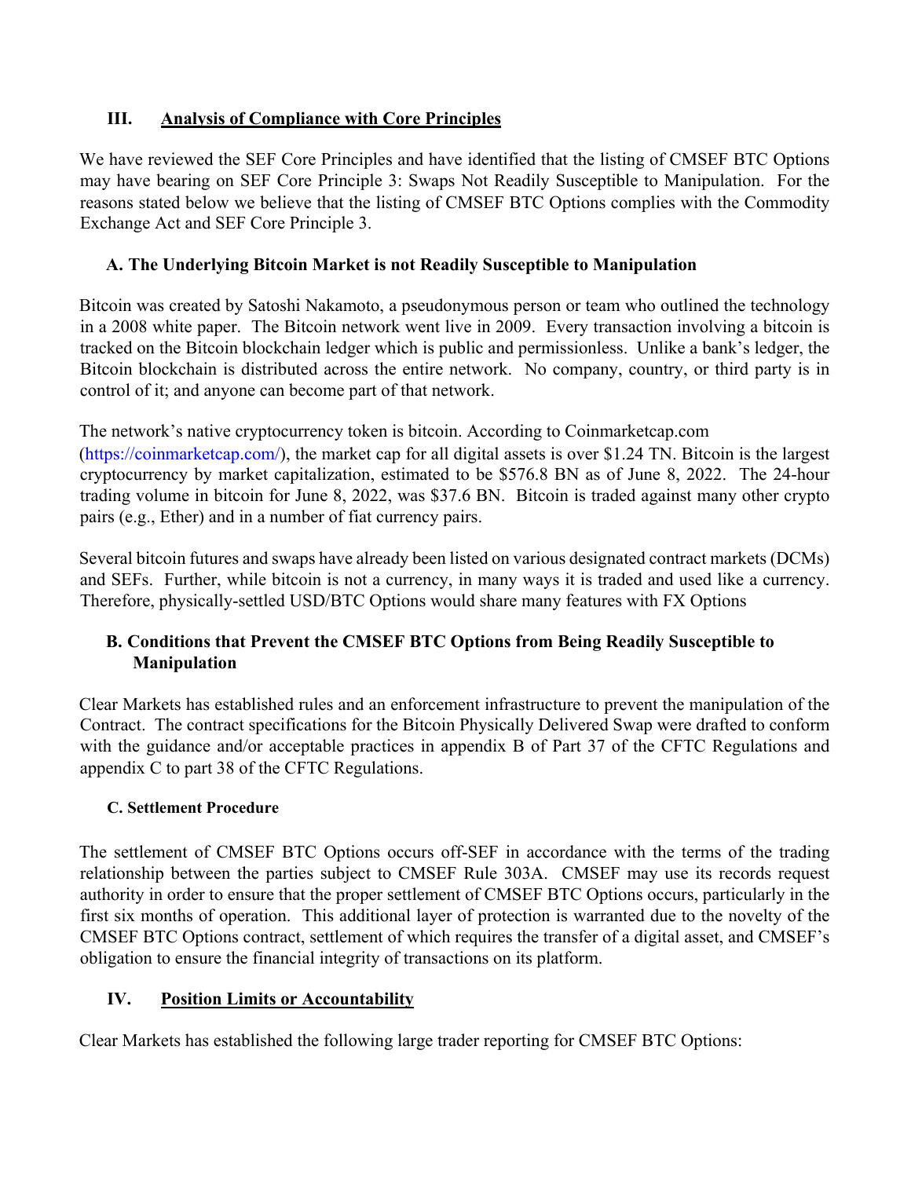## III. Analysis of Compliance with Core Principles

We have reviewed the SEF Core Principles and have identified that the listing of CMSEF BTC Options may have bearing on SEF Core Principle 3: Swaps Not Readily Susceptible to Manipulation. For the reasons stated below we believe that the listing of CMSEF BTC Options complies with the Commodity Exchange Act and SEF Core Principle 3.

### A. The Underlying Bitcoin Market is not Readily Susceptible to Manipulation

Bitcoin was created by Satoshi Nakamoto, a pseudonymous person or team who outlined the technology in a 2008 white paper. The Bitcoin network went live in 2009. Every transaction involving a bitcoin is tracked on the Bitcoin blockchain ledger which is public and permissionless. Unlike a bank's ledger, the Bitcoin blockchain is distributed across the entire network. No company, country, or third party is in control of it; and anyone can become part of that network.

The network's native cryptocurrency token is bitcoin. According to Coinmarketcap.com (https://coinmarketcap.com/), the market cap for all digital assets is over $1.24 TN. Bitcoin is the largest cryptocurrency by market capitalization, estimated to be $576.8 BN as of June 8, 2022. The 24-hour trading volume in bitcoin for June 8, 2022, was $37.6 BN. Bitcoin is traded against many other crypto pairs (e.g., Ether) and in a number of fiat currency pairs.

Several bitcoin futures and swaps have already been listed on various designated contract markets (DCMs) and SEFs. Further, while bitcoin is not a currency, in many ways it is traded and used like a currency. Therefore, physically-settled USD/BTC Options would share many features with FX Options

### B. Conditions that Prevent the CMSEF BTC Options from Being Readily Susceptible to Manipulation

Clear Markets has established rules and an enforcement infrastructure to prevent the manipulation of the Contract. The contract specifications for the Bitcoin Physically Delivered Swap were drafted to conform with the guidance and/or acceptable practices in appendix B of Part 37 of the CFTC Regulations and appendix C to part 38 of the CFTC Regulations.

### C. Settlement Procedure

The settlement of CMSEF BTC Options occurs off-SEF in accordance with the terms of the trading relationship between the parties subject to CMSEF Rule 303A. CMSEF may use its records request authority in order to ensure that the proper settlement of CMSEF BTC Options occurs, particularly in the first six months of operation. This additional layer of protection is warranted due to the novelty of the CMSEF BTC Options contract, settlement of which requires the transfer of a digital asset, and CMSEF's obligation to ensure the financial integrity of transactions on its platform.

## IV. Position Limits or Accountability

Clear Markets has established the following large trader reporting for CMSEF BTC Options: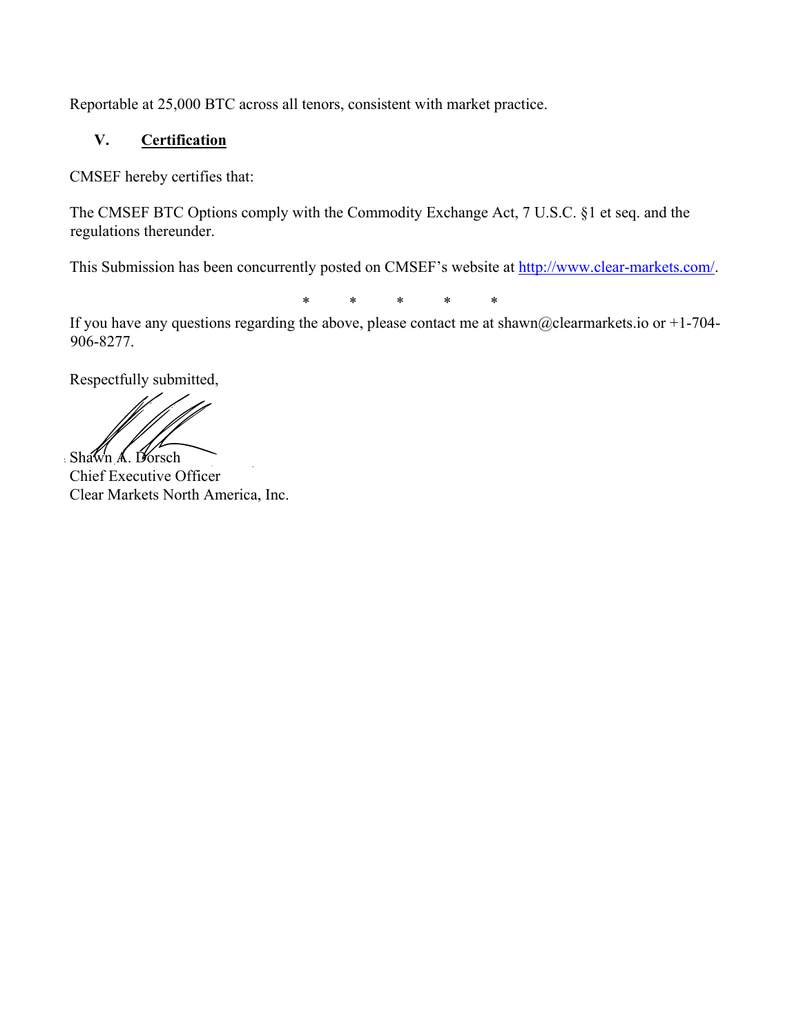Reportable at 25,000 BTC across all tenors, consistent with market practice.

## V. Certification

CMSEF hereby certifies that:

The CMSEF BTC Options comply with the Commodity Exchange Act, 7 U.S.C. §1 et seq. and the regulations thereunder.

This Submission has been concurrently posted on CMSEF's website at [http://www.clear-markets.com/](http://www.clear-markets.com/).

\* \* \* \* \*

If you have any questions regarding the above, please contact me at shawn@clearmarkets.io or +1-704-906-8277.

Respectfully submitted,

Shawn A. Dorsch
Chief Executive Officer
Clear Markets North America, Inc.